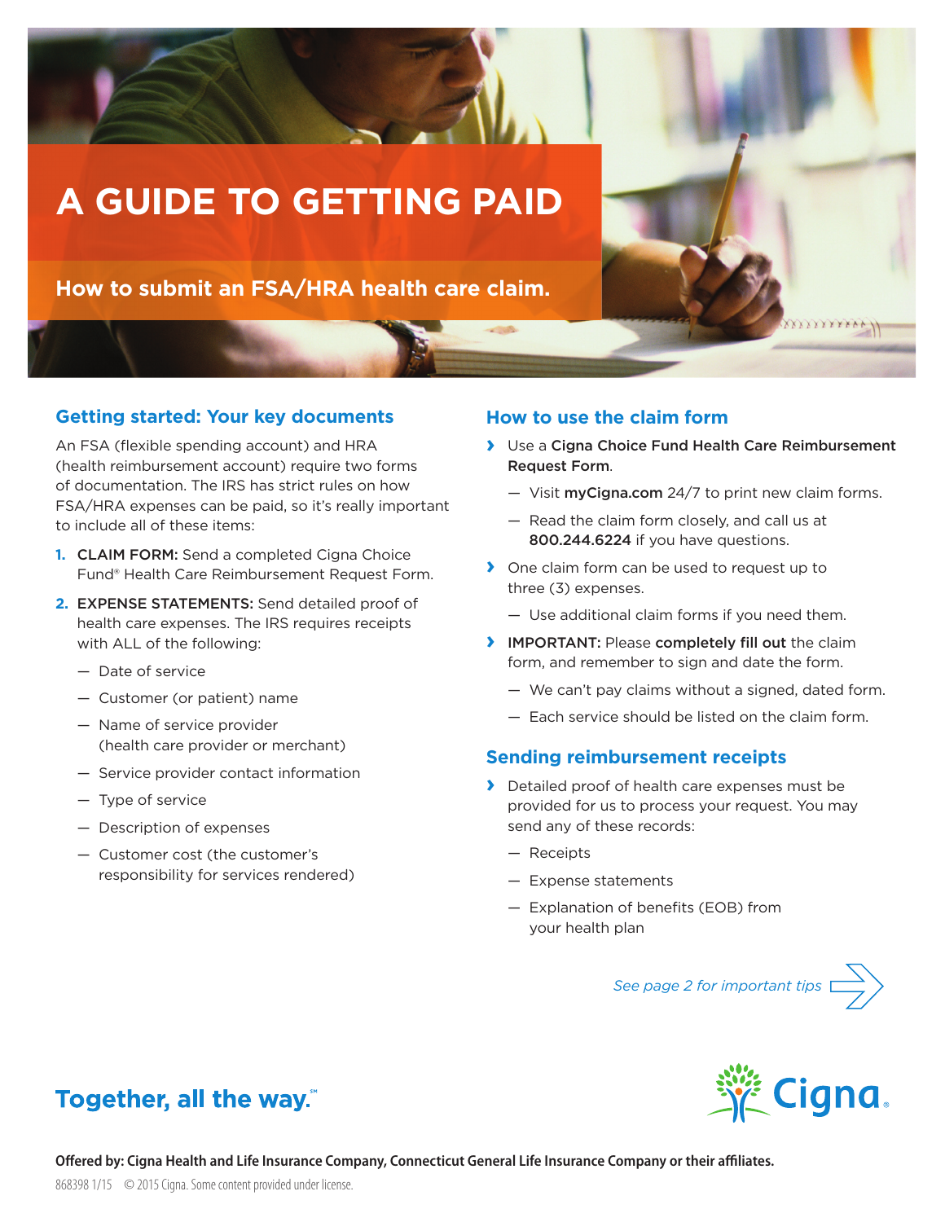# A GUIDE TO GETTING PAID

## How to submit an FSA/HRA health care claim.

### Getting started: Your key documents

An FSA (flexible spending account) and HRA (health reimbursement account) require two forms of documentation. The IRS has strict rules on how FSA/HRA expenses can be paid, so it's really important to include all of these items:

1. **CLAIM FORM:** Send a completed Cigna Choice Fund® Health Care Reimbursement Request Form.
2. **EXPENSE STATEMENTS:** Send detailed proof of health care expenses. The IRS requires receipts with ALL of the following:
   - Date of service
   - Customer (or patient) name
   - Name of service provider (health care provider or merchant)
   - Service provider contact information
   - Type of service
   - Description of expenses
   - Customer cost (the customer's responsibility for services rendered)

### How to use the claim form

- Use a **Cigna Choice Fund Health Care Reimbursement Request Form**.
  - Visit **myCigna.com** 24/7 to print new claim forms.
  - Read the claim form closely, and call us at **800.244.6224** if you have questions.
- One claim form can be used to request up to three (3) expenses.
  - Use additional claim forms if you need them.
- **IMPORTANT:** Please **completely fill out** the claim form, and remember to sign and date the form.
  - We can't pay claims without a signed, dated form.
  - Each service should be listed on the claim form.

### Sending reimbursement receipts

- Detailed proof of health care expenses must be provided for us to process your request. You may send any of these records:
  - Receipts
  - Expense statements
  - Explanation of benefits (EOB) from your health plan

*See page 2 for important tips*

**Together, all the way.**℠

Cigna.

**Offered by: Cigna Health and Life Insurance Company, Connecticut General Life Insurance Company or their affiliates.**

868398 1/15 © 2015 Cigna. Some content provided under license.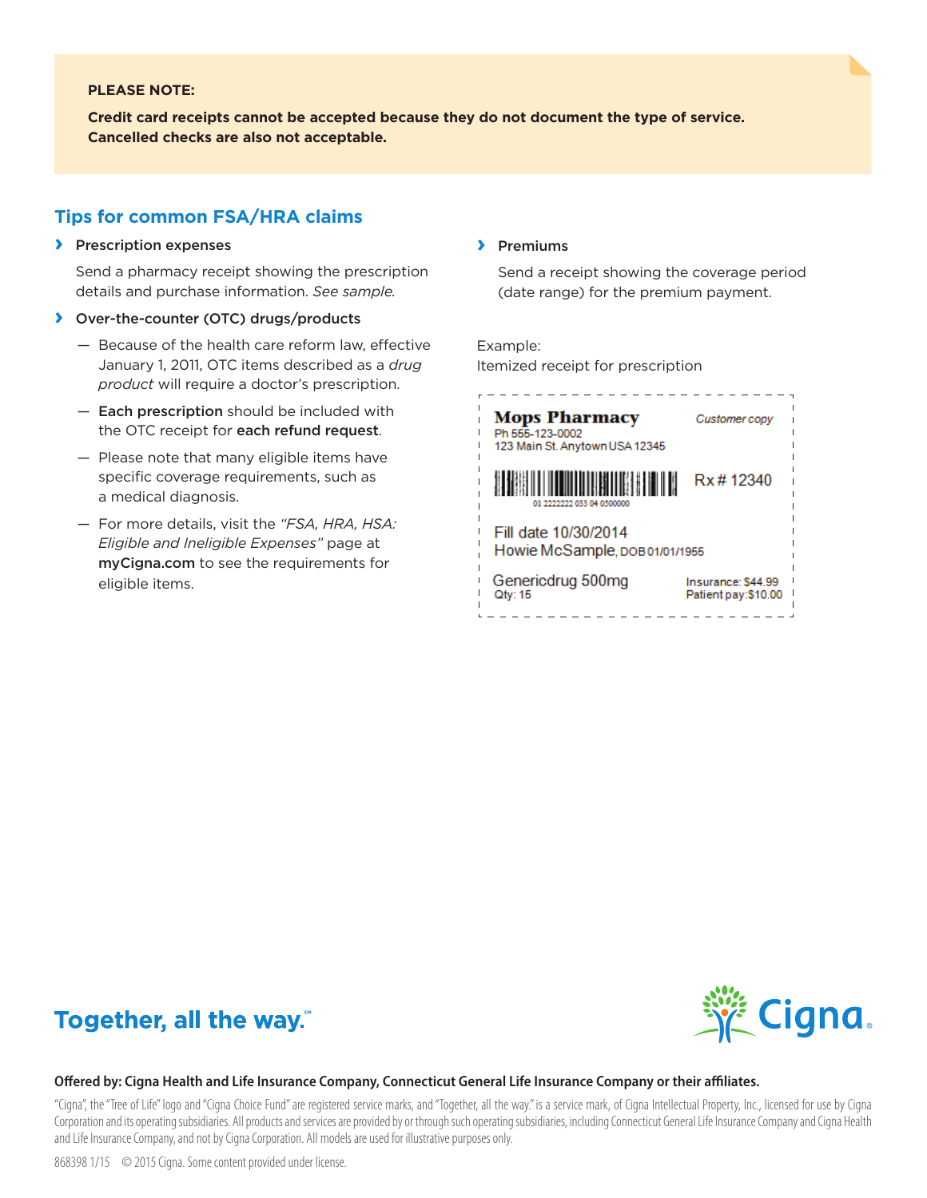**PLEASE NOTE:**

**Credit card receipts cannot be accepted because they do not document the type of service. Cancelled checks are also not acceptable.**

## Tips for common FSA/HRA claims

- **Prescription expenses**

  Send a pharmacy receipt showing the prescription details and purchase information. *See sample.*

- **Over-the-counter (OTC) drugs/products**

  — Because of the health care reform law, effective January 1, 2011, OTC items described as a *drug product* will require a doctor's prescription.

  — **Each prescription** should be included with the OTC receipt for **each refund request**.

  — Please note that many eligible items have specific coverage requirements, such as a medical diagnosis.

  — For more details, visit the *"FSA, HRA, HSA: Eligible and Ineligible Expenses"* page at **myCigna.com** to see the requirements for eligible items.

- **Premiums**

  Send a receipt showing the coverage period (date range) for the premium payment.

Example:
Itemized receipt for prescription

**Mops Pharmacy** *Customer copy*
Ph 555-123-0002
123 Main St. Anytown USA 12345

01 2222222 033 04 0500000 Rx # 12340

Fill date 10/30/2014
Howie McSample, DOB 01/01/1955

Genericdrug 500mg
Qty: 15

Insurance: $44.99
Patient pay: $10.00

**Together, all the way.**℠

Cigna.

**Offered by: Cigna Health and Life Insurance Company, Connecticut General Life Insurance Company or their affiliates.**

"Cigna", the "Tree of Life" logo and "Cigna Choice Fund" are registered service marks, and "Together, all the way." is a service mark, of Cigna Intellectual Property, Inc., licensed for use by Cigna Corporation and its operating subsidiaries. All products and services are provided by or through such operating subsidiaries, including Connecticut General Life Insurance Company and Cigna Health and Life Insurance Company, and not by Cigna Corporation. All models are used for illustrative purposes only.

868398 1/15 © 2015 Cigna. Some content provided under license.